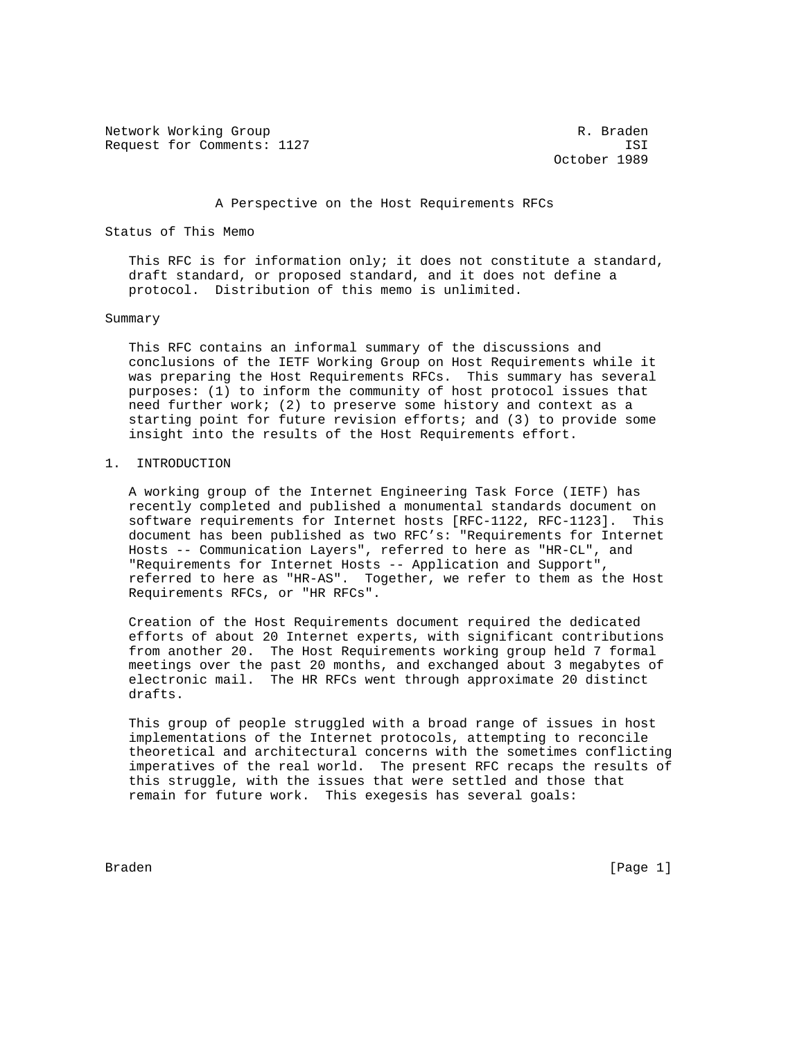Network Working Group R. Braden
Request for Comments: 1127 ISI
October 1989

# A Perspective on the Host Requirements RFCs

## Status of This Memo

This RFC is for information only; it does not constitute a standard, draft standard, or proposed standard, and it does not define a protocol. Distribution of this memo is unlimited.

## Summary

This RFC contains an informal summary of the discussions and conclusions of the IETF Working Group on Host Requirements while it was preparing the Host Requirements RFCs. This summary has several purposes: (1) to inform the community of host protocol issues that need further work; (2) to preserve some history and context as a starting point for future revision efforts; and (3) to provide some insight into the results of the Host Requirements effort.

## 1. INTRODUCTION

A working group of the Internet Engineering Task Force (IETF) has recently completed and published a monumental standards document on software requirements for Internet hosts [RFC-1122, RFC-1123]. This document has been published as two RFC's: "Requirements for Internet Hosts -- Communication Layers", referred to here as "HR-CL", and "Requirements for Internet Hosts -- Application and Support", referred to here as "HR-AS". Together, we refer to them as the Host Requirements RFCs, or "HR RFCs".

Creation of the Host Requirements document required the dedicated efforts of about 20 Internet experts, with significant contributions from another 20. The Host Requirements working group held 7 formal meetings over the past 20 months, and exchanged about 3 megabytes of electronic mail. The HR RFCs went through approximate 20 distinct drafts.

This group of people struggled with a broad range of issues in host implementations of the Internet protocols, attempting to reconcile theoretical and architectural concerns with the sometimes conflicting imperatives of the real world. The present RFC recaps the results of this struggle, with the issues that were settled and those that remain for future work. This exegesis has several goals: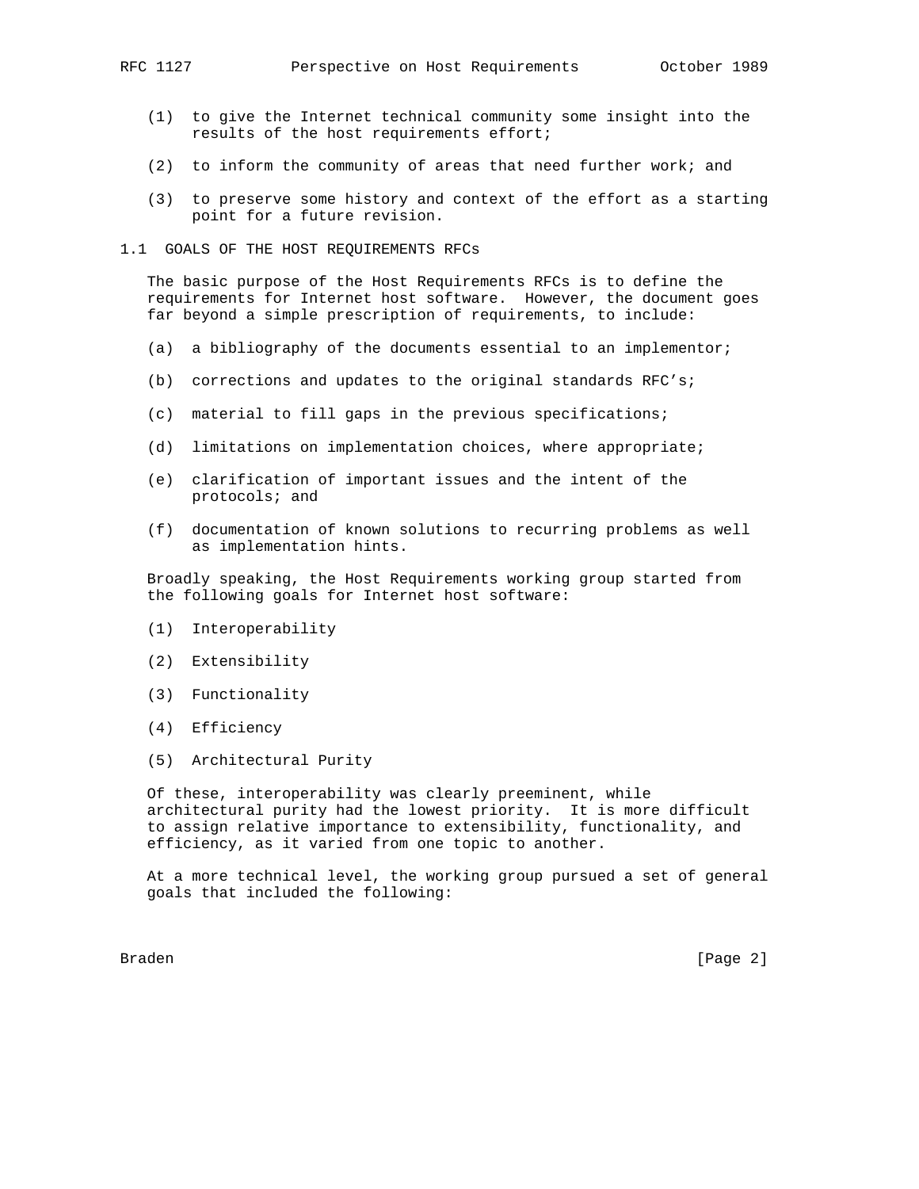(1) to give the Internet technical community some insight into the results of the host requirements effort;

(2) to inform the community of areas that need further work; and

(3) to preserve some history and context of the effort as a starting point for a future revision.

## 1.1 GOALS OF THE HOST REQUIREMENTS RFCs

The basic purpose of the Host Requirements RFCs is to define the requirements for Internet host software. However, the document goes far beyond a simple prescription of requirements, to include:

(a) a bibliography of the documents essential to an implementor;

(b) corrections and updates to the original standards RFC's;

(c) material to fill gaps in the previous specifications;

(d) limitations on implementation choices, where appropriate;

(e) clarification of important issues and the intent of the protocols; and

(f) documentation of known solutions to recurring problems as well as implementation hints.

Broadly speaking, the Host Requirements working group started from the following goals for Internet host software:

(1) Interoperability

(2) Extensibility

(3) Functionality

(4) Efficiency

(5) Architectural Purity

Of these, interoperability was clearly preeminent, while architectural purity had the lowest priority. It is more difficult to assign relative importance to extensibility, functionality, and efficiency, as it varied from one topic to another.

At a more technical level, the working group pursued a set of general goals that included the following: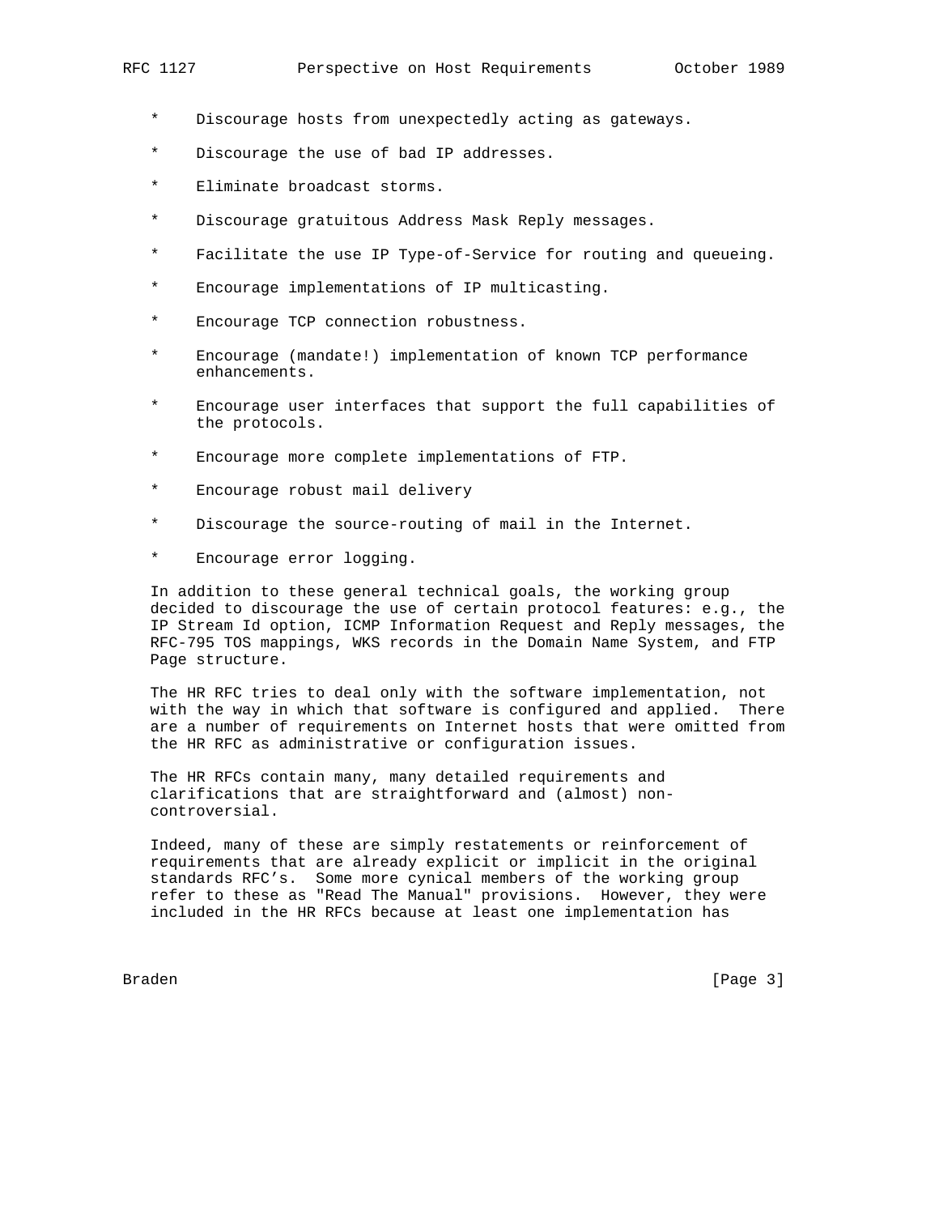* Discourage hosts from unexpectedly acting as gateways.

* Discourage the use of bad IP addresses.

* Eliminate broadcast storms.

* Discourage gratuitous Address Mask Reply messages.

* Facilitate the use IP Type-of-Service for routing and queueing.

* Encourage implementations of IP multicasting.

* Encourage TCP connection robustness.

* Encourage (mandate!) implementation of known TCP performance enhancements.

* Encourage user interfaces that support the full capabilities of the protocols.

* Encourage more complete implementations of FTP.

* Encourage robust mail delivery

* Discourage the source-routing of mail in the Internet.

* Encourage error logging.

In addition to these general technical goals, the working group decided to discourage the use of certain protocol features: e.g., the IP Stream Id option, ICMP Information Request and Reply messages, the RFC-795 TOS mappings, WKS records in the Domain Name System, and FTP Page structure.

The HR RFC tries to deal only with the software implementation, not with the way in which that software is configured and applied. There are a number of requirements on Internet hosts that were omitted from the HR RFC as administrative or configuration issues.

The HR RFCs contain many, many detailed requirements and clarifications that are straightforward and (almost) non-controversial.

Indeed, many of these are simply restatements or reinforcement of requirements that are already explicit or implicit in the original standards RFC's. Some more cynical members of the working group refer to these as "Read The Manual" provisions. However, they were included in the HR RFCs because at least one implementation has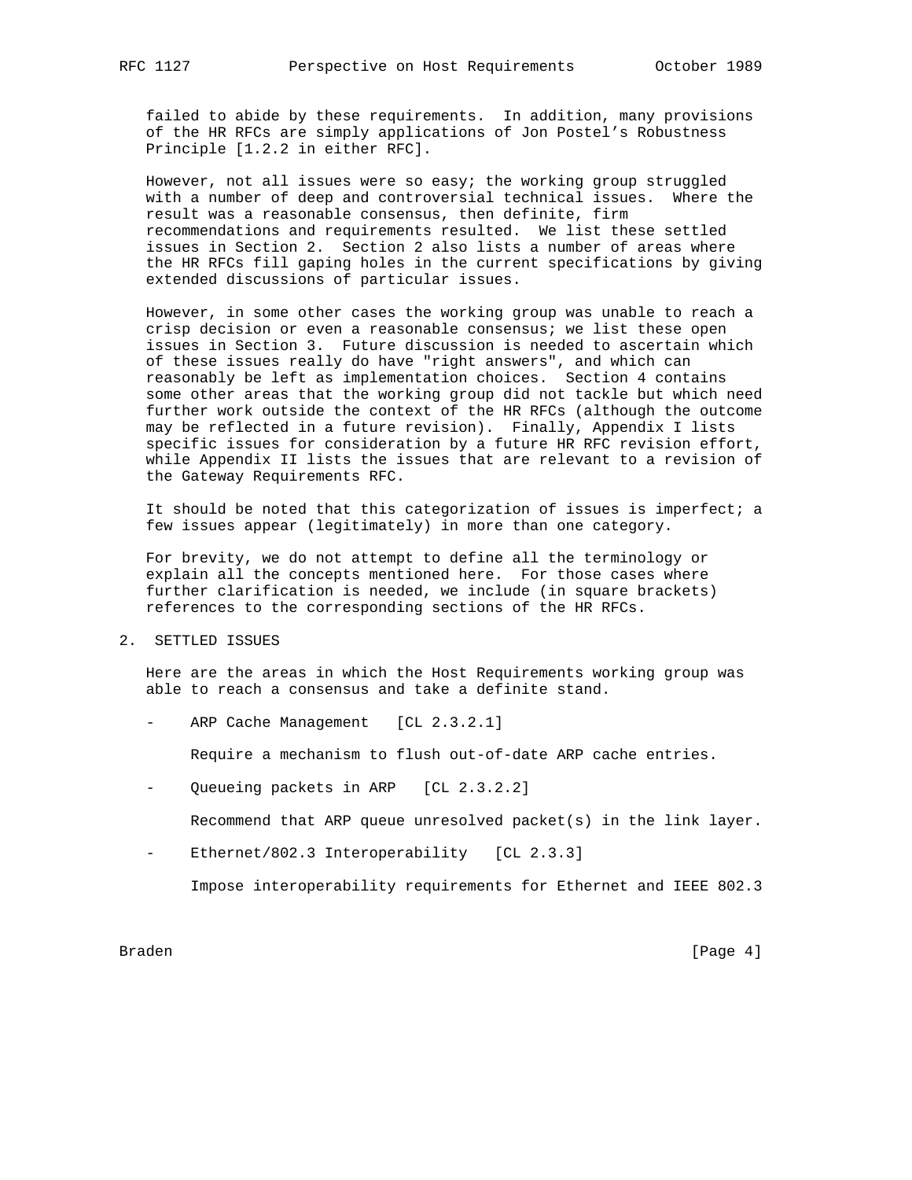failed to abide by these requirements. In addition, many provisions of the HR RFCs are simply applications of Jon Postel's Robustness Principle [1.2.2 in either RFC].

However, not all issues were so easy; the working group struggled with a number of deep and controversial technical issues. Where the result was a reasonable consensus, then definite, firm recommendations and requirements resulted. We list these settled issues in Section 2. Section 2 also lists a number of areas where the HR RFCs fill gaping holes in the current specifications by giving extended discussions of particular issues.

However, in some other cases the working group was unable to reach a crisp decision or even a reasonable consensus; we list these open issues in Section 3. Future discussion is needed to ascertain which of these issues really do have "right answers", and which can reasonably be left as implementation choices. Section 4 contains some other areas that the working group did not tackle but which need further work outside the context of the HR RFCs (although the outcome may be reflected in a future revision). Finally, Appendix I lists specific issues for consideration by a future HR RFC revision effort, while Appendix II lists the issues that are relevant to a revision of the Gateway Requirements RFC.

It should be noted that this categorization of issues is imperfect; a few issues appear (legitimately) in more than one category.

For brevity, we do not attempt to define all the terminology or explain all the concepts mentioned here. For those cases where further clarification is needed, we include (in square brackets) references to the corresponding sections of the HR RFCs.

## 2. SETTLED ISSUES

Here are the areas in which the Host Requirements working group was able to reach a consensus and take a definite stand.

- ARP Cache Management [CL 2.3.2.1]

  Require a mechanism to flush out-of-date ARP cache entries.

- Queueing packets in ARP [CL 2.3.2.2]

  Recommend that ARP queue unresolved packet(s) in the link layer.

- Ethernet/802.3 Interoperability [CL 2.3.3]

  Impose interoperability requirements for Ethernet and IEEE 802.3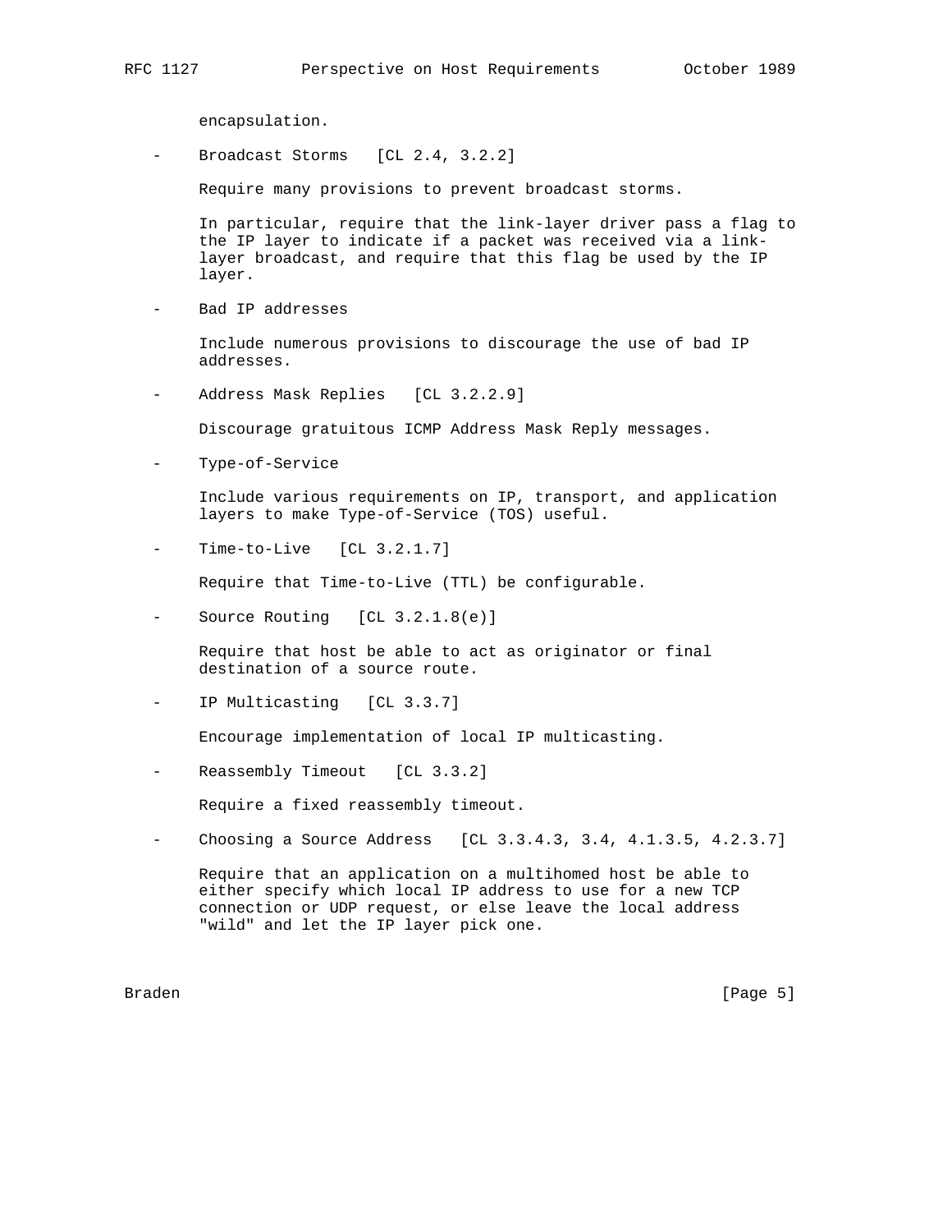encapsulation.

- Broadcast Storms [CL 2.4, 3.2.2]

  Require many provisions to prevent broadcast storms.

  In particular, require that the link-layer driver pass a flag to the IP layer to indicate if a packet was received via a link-layer broadcast, and require that this flag be used by the IP layer.

- Bad IP addresses

  Include numerous provisions to discourage the use of bad IP addresses.

- Address Mask Replies [CL 3.2.2.9]

  Discourage gratuitous ICMP Address Mask Reply messages.

- Type-of-Service

  Include various requirements on IP, transport, and application layers to make Type-of-Service (TOS) useful.

- Time-to-Live [CL 3.2.1.7]

  Require that Time-to-Live (TTL) be configurable.

- Source Routing [CL 3.2.1.8(e)]

  Require that host be able to act as originator or final destination of a source route.

- IP Multicasting [CL 3.3.7]

  Encourage implementation of local IP multicasting.

- Reassembly Timeout [CL 3.3.2]

  Require a fixed reassembly timeout.

- Choosing a Source Address [CL 3.3.4.3, 3.4, 4.1.3.5, 4.2.3.7]

  Require that an application on a multihomed host be able to either specify which local IP address to use for a new TCP connection or UDP request, or else leave the local address "wild" and let the IP layer pick one.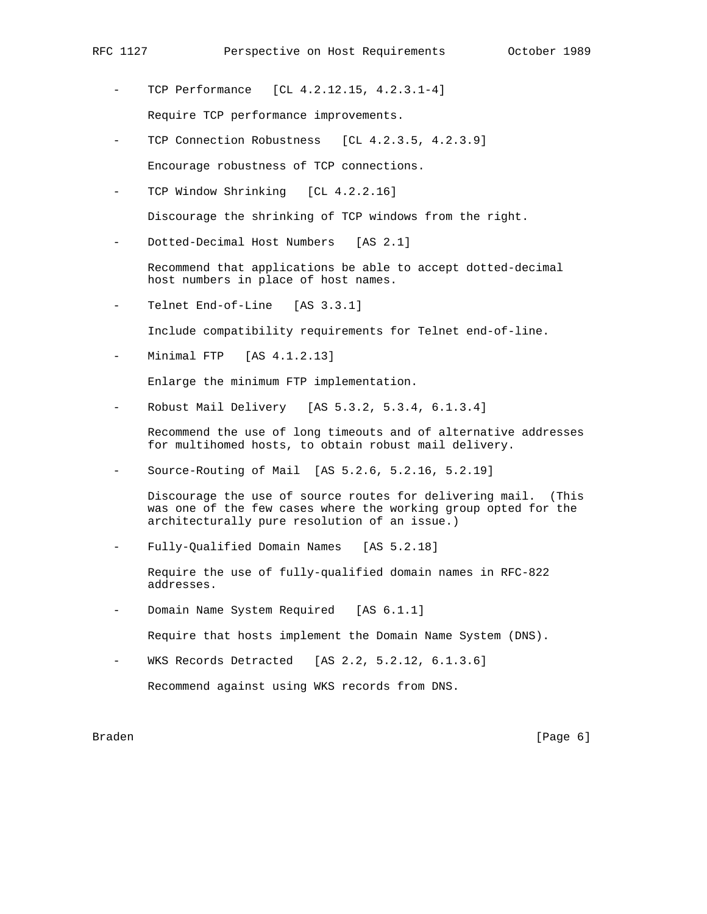- TCP Performance [CL 4.2.12.15, 4.2.3.1-4]

  Require TCP performance improvements.

- TCP Connection Robustness [CL 4.2.3.5, 4.2.3.9]

  Encourage robustness of TCP connections.

- TCP Window Shrinking [CL 4.2.2.16]

  Discourage the shrinking of TCP windows from the right.

- Dotted-Decimal Host Numbers [AS 2.1]

  Recommend that applications be able to accept dotted-decimal host numbers in place of host names.

- Telnet End-of-Line [AS 3.3.1]

  Include compatibility requirements for Telnet end-of-line.

- Minimal FTP [AS 4.1.2.13]

  Enlarge the minimum FTP implementation.

- Robust Mail Delivery [AS 5.3.2, 5.3.4, 6.1.3.4]

  Recommend the use of long timeouts and of alternative addresses for multihomed hosts, to obtain robust mail delivery.

- Source-Routing of Mail [AS 5.2.6, 5.2.16, 5.2.19]

  Discourage the use of source routes for delivering mail. (This was one of the few cases where the working group opted for the architecturally pure resolution of an issue.)

- Fully-Qualified Domain Names [AS 5.2.18]

  Require the use of fully-qualified domain names in RFC-822 addresses.

- Domain Name System Required [AS 6.1.1]

  Require that hosts implement the Domain Name System (DNS).

- WKS Records Detracted [AS 2.2, 5.2.12, 6.1.3.6]

  Recommend against using WKS records from DNS.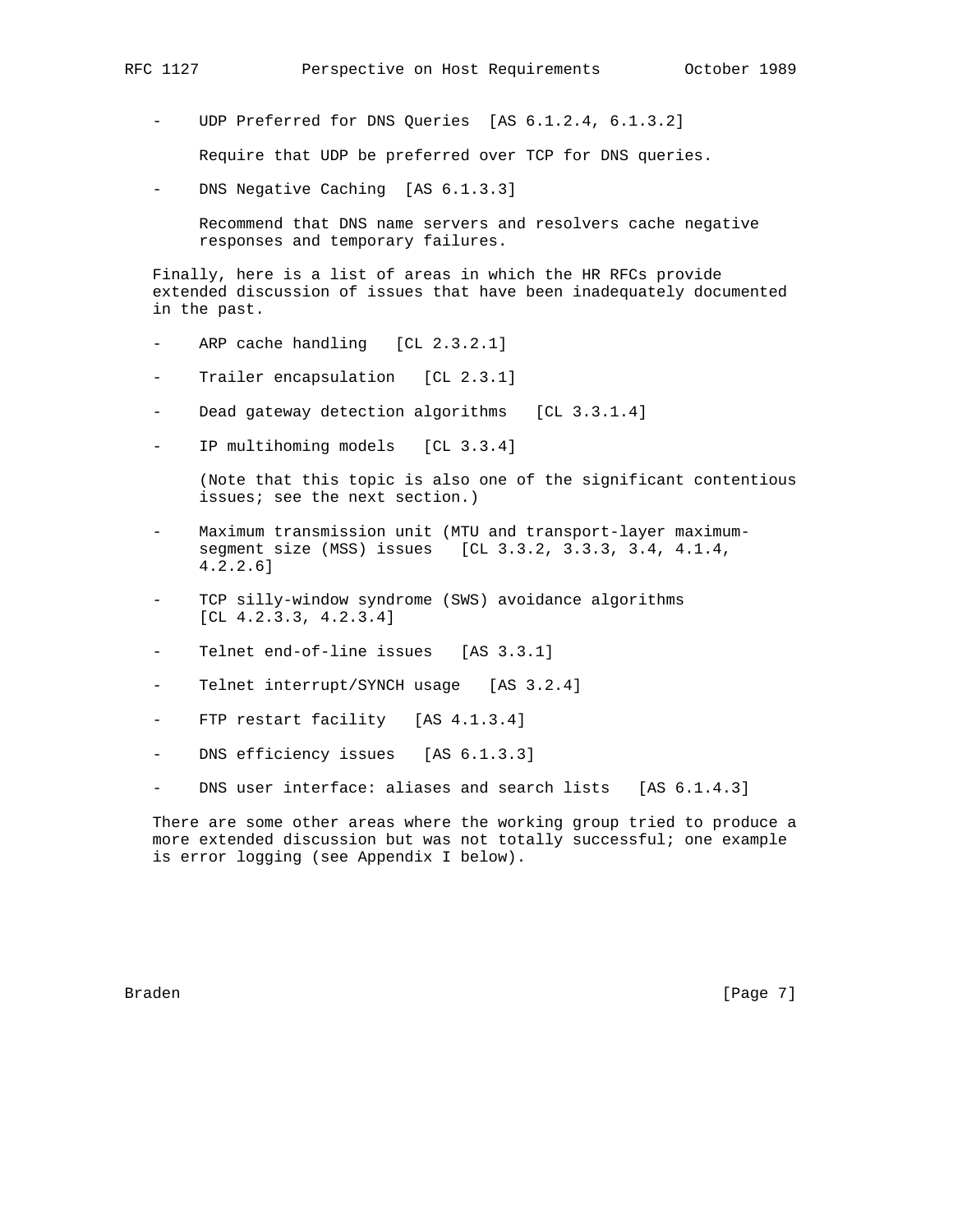- UDP Preferred for DNS Queries [AS 6.1.2.4, 6.1.3.2]

  Require that UDP be preferred over TCP for DNS queries.

- DNS Negative Caching [AS 6.1.3.3]

  Recommend that DNS name servers and resolvers cache negative responses and temporary failures.

Finally, here is a list of areas in which the HR RFCs provide extended discussion of issues that have been inadequately documented in the past.

- ARP cache handling [CL 2.3.2.1]

- Trailer encapsulation [CL 2.3.1]

- Dead gateway detection algorithms [CL 3.3.1.4]

- IP multihoming models [CL 3.3.4]

  (Note that this topic is also one of the significant contentious issues; see the next section.)

- Maximum transmission unit (MTU and transport-layer maximum-segment size (MSS) issues [CL 3.3.2, 3.3.3, 3.4, 4.1.4, 4.2.2.6]

- TCP silly-window syndrome (SWS) avoidance algorithms [CL 4.2.3.3, 4.2.3.4]

- Telnet end-of-line issues [AS 3.3.1]

- Telnet interrupt/SYNCH usage [AS 3.2.4]

- FTP restart facility [AS 4.1.3.4]

- DNS efficiency issues [AS 6.1.3.3]

- DNS user interface: aliases and search lists [AS 6.1.4.3]

There are some other areas where the working group tried to produce a more extended discussion but was not totally successful; one example is error logging (see Appendix I below).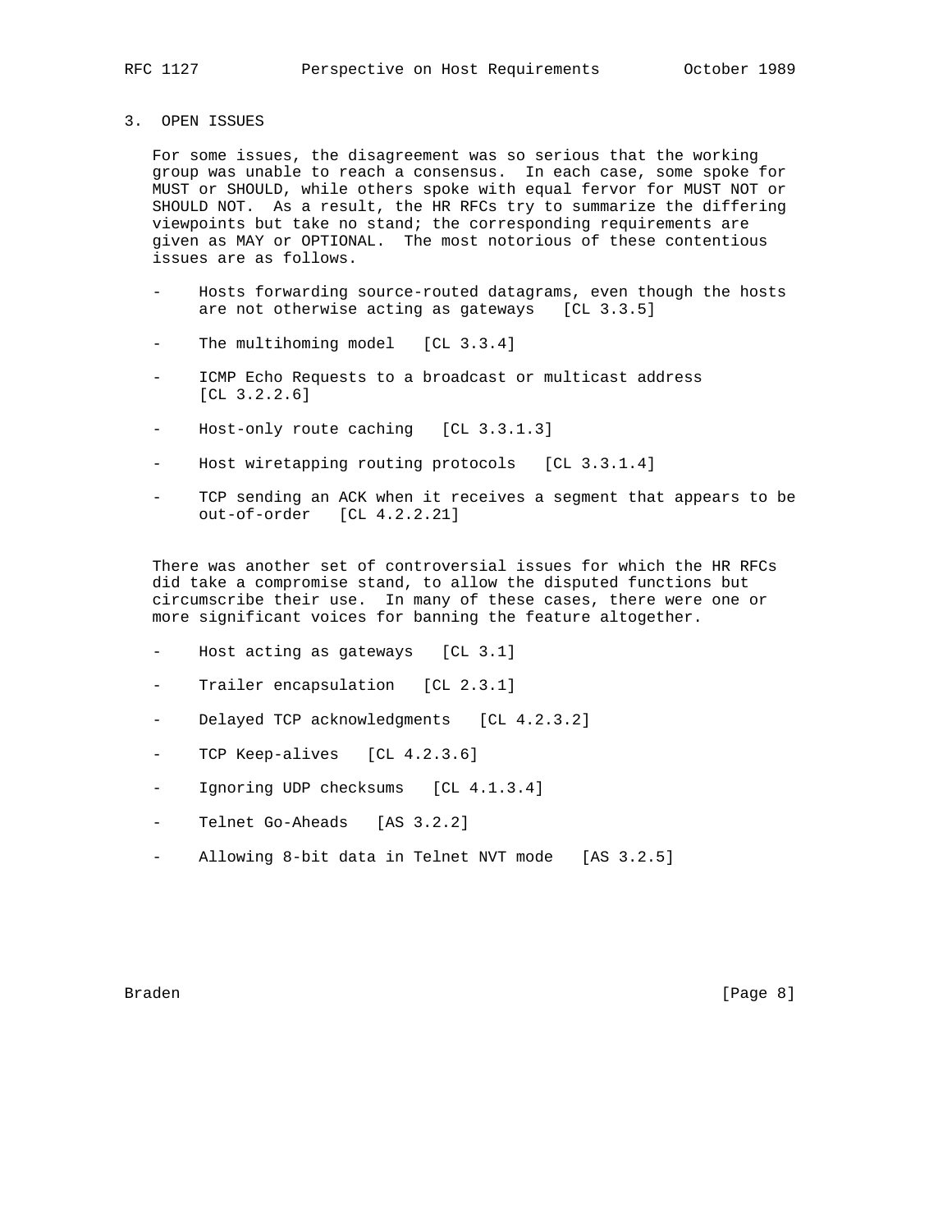## 3. OPEN ISSUES

For some issues, the disagreement was so serious that the working group was unable to reach a consensus. In each case, some spoke for MUST or SHOULD, while others spoke with equal fervor for MUST NOT or SHOULD NOT. As a result, the HR RFCs try to summarize the differing viewpoints but take no stand; the corresponding requirements are given as MAY or OPTIONAL. The most notorious of these contentious issues are as follows.

- Hosts forwarding source-routed datagrams, even though the hosts are not otherwise acting as gateways [CL 3.3.5]
- The multihoming model [CL 3.3.4]
- ICMP Echo Requests to a broadcast or multicast address [CL 3.2.2.6]
- Host-only route caching [CL 3.3.1.3]
- Host wiretapping routing protocols [CL 3.3.1.4]
- TCP sending an ACK when it receives a segment that appears to be out-of-order [CL 4.2.2.21]

There was another set of controversial issues for which the HR RFCs did take a compromise stand, to allow the disputed functions but circumscribe their use. In many of these cases, there were one or more significant voices for banning the feature altogether.

- Host acting as gateways [CL 3.1]
- Trailer encapsulation [CL 2.3.1]
- Delayed TCP acknowledgments [CL 4.2.3.2]
- TCP Keep-alives [CL 4.2.3.6]
- Ignoring UDP checksums [CL 4.1.3.4]
- Telnet Go-Aheads [AS 3.2.2]
- Allowing 8-bit data in Telnet NVT mode [AS 3.2.5]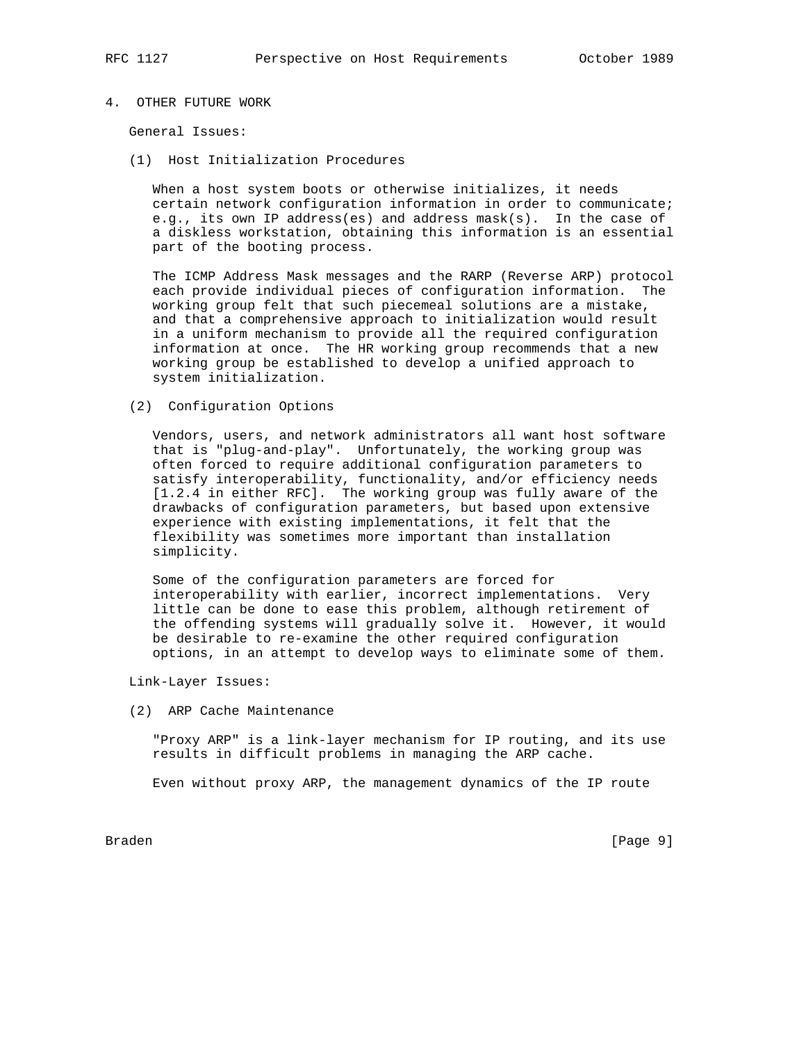## 4. OTHER FUTURE WORK

General Issues:

(1) Host Initialization Procedures

When a host system boots or otherwise initializes, it needs certain network configuration information in order to communicate; e.g., its own IP address(es) and address mask(s). In the case of a diskless workstation, obtaining this information is an essential part of the booting process.

The ICMP Address Mask messages and the RARP (Reverse ARP) protocol each provide individual pieces of configuration information. The working group felt that such piecemeal solutions are a mistake, and that a comprehensive approach to initialization would result in a uniform mechanism to provide all the required configuration information at once. The HR working group recommends that a new working group be established to develop a unified approach to system initialization.

(2) Configuration Options

Vendors, users, and network administrators all want host software that is "plug-and-play". Unfortunately, the working group was often forced to require additional configuration parameters to satisfy interoperability, functionality, and/or efficiency needs [1.2.4 in either RFC]. The working group was fully aware of the drawbacks of configuration parameters, but based upon extensive experience with existing implementations, it felt that the flexibility was sometimes more important than installation simplicity.

Some of the configuration parameters are forced for interoperability with earlier, incorrect implementations. Very little can be done to ease this problem, although retirement of the offending systems will gradually solve it. However, it would be desirable to re-examine the other required configuration options, in an attempt to develop ways to eliminate some of them.

Link-Layer Issues:

(2) ARP Cache Maintenance

"Proxy ARP" is a link-layer mechanism for IP routing, and its use results in difficult problems in managing the ARP cache.

Even without proxy ARP, the management dynamics of the IP route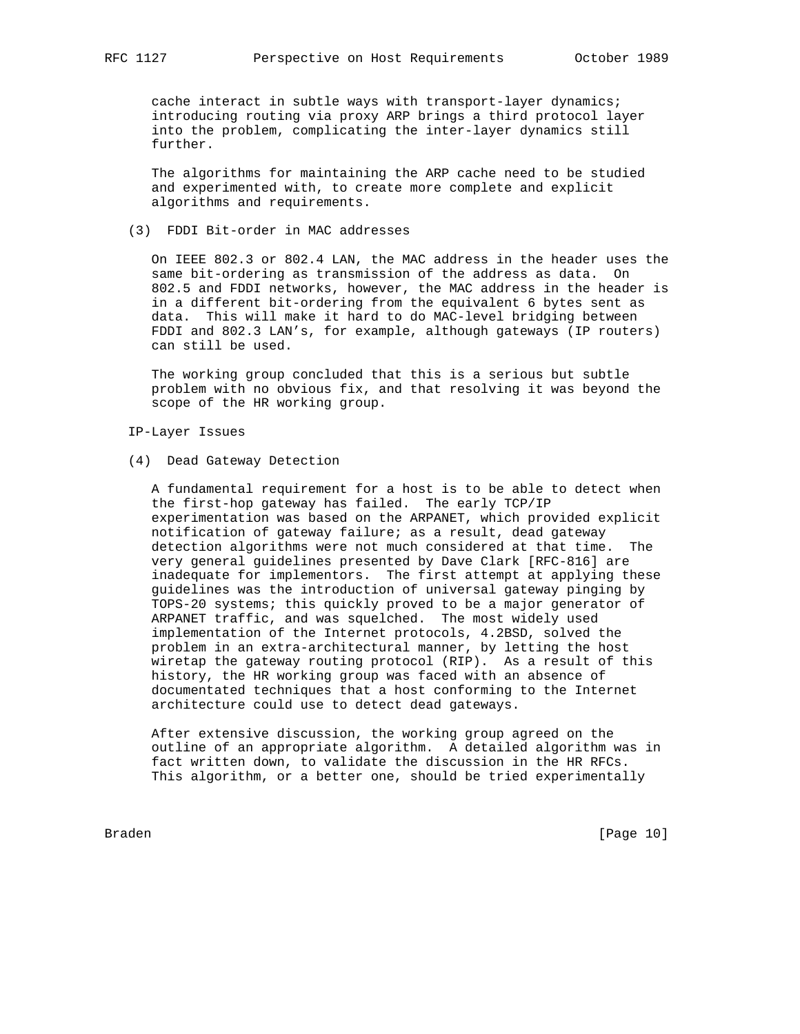cache interact in subtle ways with transport-layer dynamics; introducing routing via proxy ARP brings a third protocol layer into the problem, complicating the inter-layer dynamics still further.

The algorithms for maintaining the ARP cache need to be studied and experimented with, to create more complete and explicit algorithms and requirements.

(3) FDDI Bit-order in MAC addresses

On IEEE 802.3 or 802.4 LAN, the MAC address in the header uses the same bit-ordering as transmission of the address as data. On 802.5 and FDDI networks, however, the MAC address in the header is in a different bit-ordering from the equivalent 6 bytes sent as data. This will make it hard to do MAC-level bridging between FDDI and 802.3 LAN's, for example, although gateways (IP routers) can still be used.

The working group concluded that this is a serious but subtle problem with no obvious fix, and that resolving it was beyond the scope of the HR working group.

IP-Layer Issues

(4) Dead Gateway Detection

A fundamental requirement for a host is to be able to detect when the first-hop gateway has failed. The early TCP/IP experimentation was based on the ARPANET, which provided explicit notification of gateway failure; as a result, dead gateway detection algorithms were not much considered at that time. The very general guidelines presented by Dave Clark [RFC-816] are inadequate for implementors. The first attempt at applying these guidelines was the introduction of universal gateway pinging by TOPS-20 systems; this quickly proved to be a major generator of ARPANET traffic, and was squelched. The most widely used implementation of the Internet protocols, 4.2BSD, solved the problem in an extra-architectural manner, by letting the host wiretap the gateway routing protocol (RIP). As a result of this history, the HR working group was faced with an absence of documentated techniques that a host conforming to the Internet architecture could use to detect dead gateways.

After extensive discussion, the working group agreed on the outline of an appropriate algorithm. A detailed algorithm was in fact written down, to validate the discussion in the HR RFCs. This algorithm, or a better one, should be tried experimentally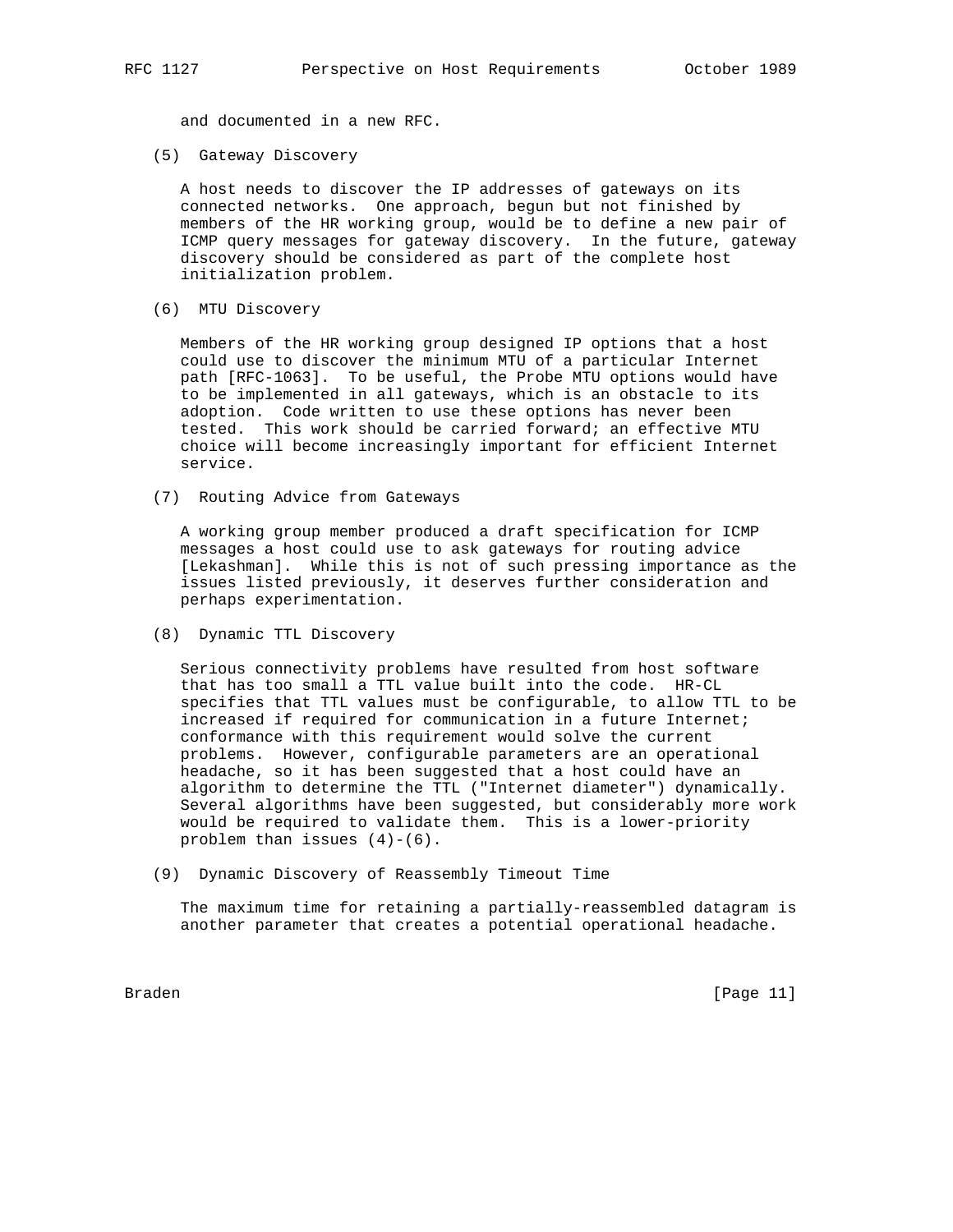and documented in a new RFC.

(5) Gateway Discovery

A host needs to discover the IP addresses of gateways on its connected networks. One approach, begun but not finished by members of the HR working group, would be to define a new pair of ICMP query messages for gateway discovery. In the future, gateway discovery should be considered as part of the complete host initialization problem.

(6) MTU Discovery

Members of the HR working group designed IP options that a host could use to discover the minimum MTU of a particular Internet path [RFC-1063]. To be useful, the Probe MTU options would have to be implemented in all gateways, which is an obstacle to its adoption. Code written to use these options has never been tested. This work should be carried forward; an effective MTU choice will become increasingly important for efficient Internet service.

(7) Routing Advice from Gateways

A working group member produced a draft specification for ICMP messages a host could use to ask gateways for routing advice [Lekashman]. While this is not of such pressing importance as the issues listed previously, it deserves further consideration and perhaps experimentation.

(8) Dynamic TTL Discovery

Serious connectivity problems have resulted from host software that has too small a TTL value built into the code. HR-CL specifies that TTL values must be configurable, to allow TTL to be increased if required for communication in a future Internet; conformance with this requirement would solve the current problems. However, configurable parameters are an operational headache, so it has been suggested that a host could have an algorithm to determine the TTL ("Internet diameter") dynamically. Several algorithms have been suggested, but considerably more work would be required to validate them. This is a lower-priority problem than issues (4)-(6).

(9) Dynamic Discovery of Reassembly Timeout Time

The maximum time for retaining a partially-reassembled datagram is another parameter that creates a potential operational headache.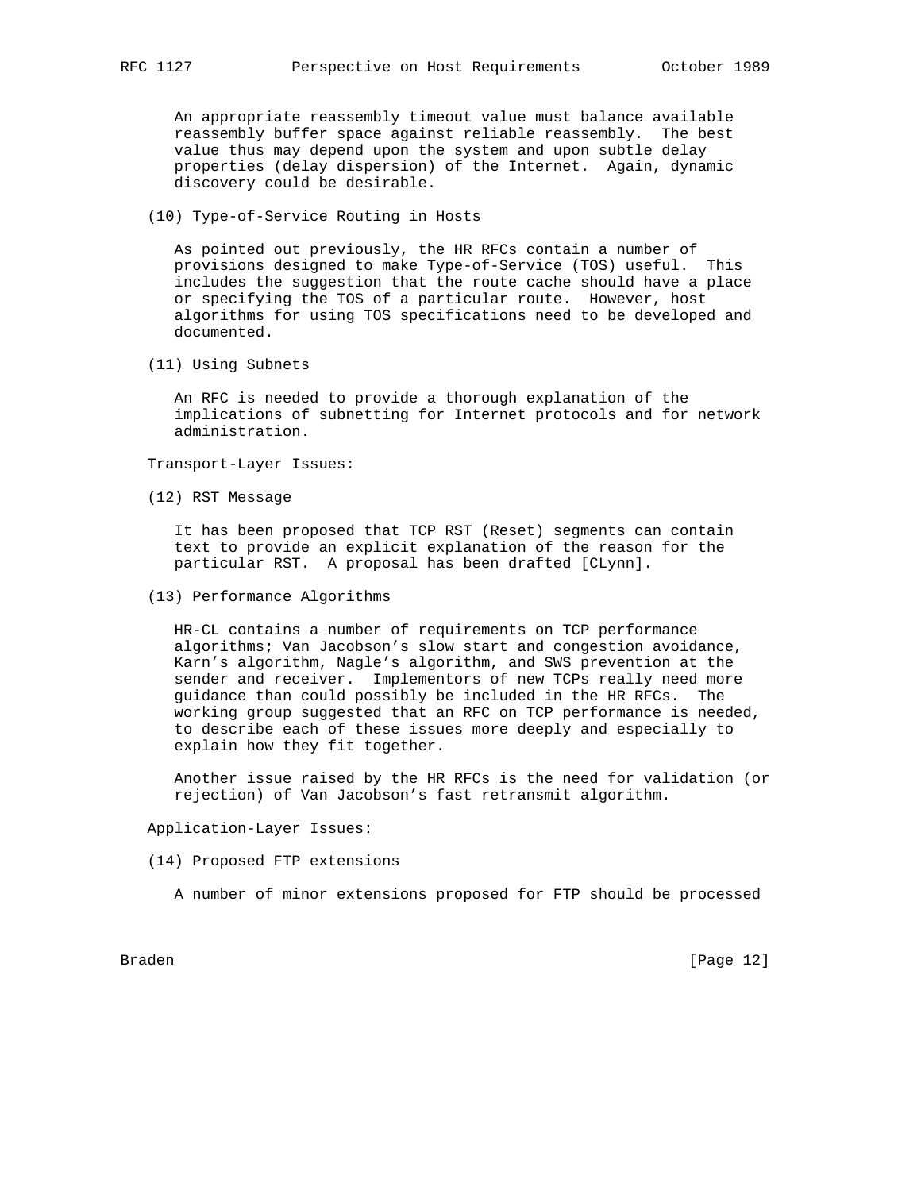An appropriate reassembly timeout value must balance available reassembly buffer space against reliable reassembly. The best value thus may depend upon the system and upon subtle delay properties (delay dispersion) of the Internet. Again, dynamic discovery could be desirable.

(10) Type-of-Service Routing in Hosts

As pointed out previously, the HR RFCs contain a number of provisions designed to make Type-of-Service (TOS) useful. This includes the suggestion that the route cache should have a place or specifying the TOS of a particular route. However, host algorithms for using TOS specifications need to be developed and documented.

(11) Using Subnets

An RFC is needed to provide a thorough explanation of the implications of subnetting for Internet protocols and for network administration.

Transport-Layer Issues:

(12) RST Message

It has been proposed that TCP RST (Reset) segments can contain text to provide an explicit explanation of the reason for the particular RST. A proposal has been drafted [CLynn].

(13) Performance Algorithms

HR-CL contains a number of requirements on TCP performance algorithms; Van Jacobson's slow start and congestion avoidance, Karn's algorithm, Nagle's algorithm, and SWS prevention at the sender and receiver. Implementors of new TCPs really need more guidance than could possibly be included in the HR RFCs. The working group suggested that an RFC on TCP performance is needed, to describe each of these issues more deeply and especially to explain how they fit together.

Another issue raised by the HR RFCs is the need for validation (or rejection) of Van Jacobson's fast retransmit algorithm.

Application-Layer Issues:

(14) Proposed FTP extensions

A number of minor extensions proposed for FTP should be processed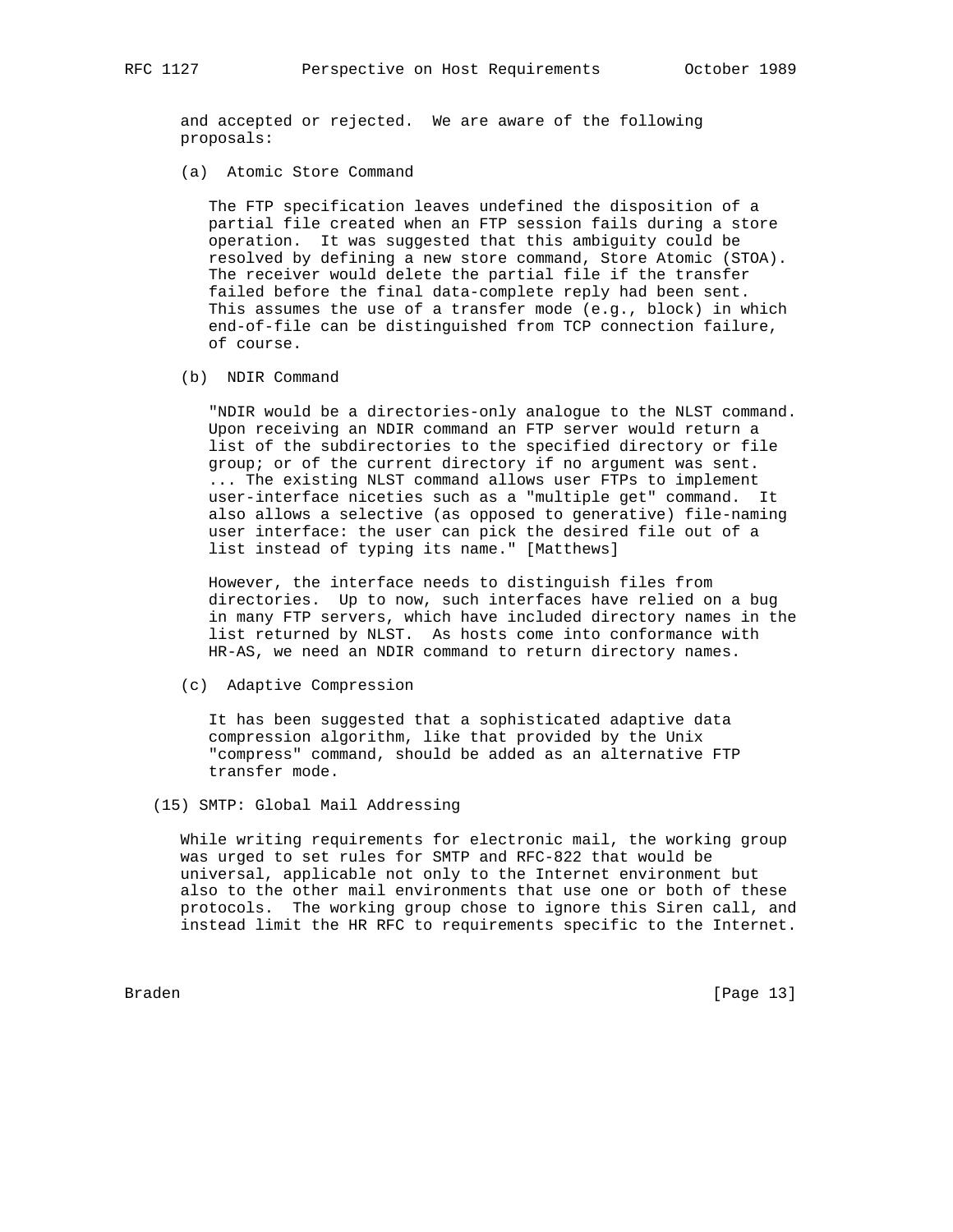and accepted or rejected. We are aware of the following proposals:

(a) Atomic Store Command

The FTP specification leaves undefined the disposition of a partial file created when an FTP session fails during a store operation. It was suggested that this ambiguity could be resolved by defining a new store command, Store Atomic (STOA). The receiver would delete the partial file if the transfer failed before the final data-complete reply had been sent. This assumes the use of a transfer mode (e.g., block) in which end-of-file can be distinguished from TCP connection failure, of course.

(b) NDIR Command

"NDIR would be a directories-only analogue to the NLST command. Upon receiving an NDIR command an FTP server would return a list of the subdirectories to the specified directory or file group; or of the current directory if no argument was sent. ... The existing NLST command allows user FTPs to implement user-interface niceties such as a "multiple get" command. It also allows a selective (as opposed to generative) file-naming user interface: the user can pick the desired file out of a list instead of typing its name." [Matthews]

However, the interface needs to distinguish files from directories. Up to now, such interfaces have relied on a bug in many FTP servers, which have included directory names in the list returned by NLST. As hosts come into conformance with HR-AS, we need an NDIR command to return directory names.

(c) Adaptive Compression

It has been suggested that a sophisticated adaptive data compression algorithm, like that provided by the Unix "compress" command, should be added as an alternative FTP transfer mode.

(15) SMTP: Global Mail Addressing

While writing requirements for electronic mail, the working group was urged to set rules for SMTP and RFC-822 that would be universal, applicable not only to the Internet environment but also to the other mail environments that use one or both of these protocols. The working group chose to ignore this Siren call, and instead limit the HR RFC to requirements specific to the Internet.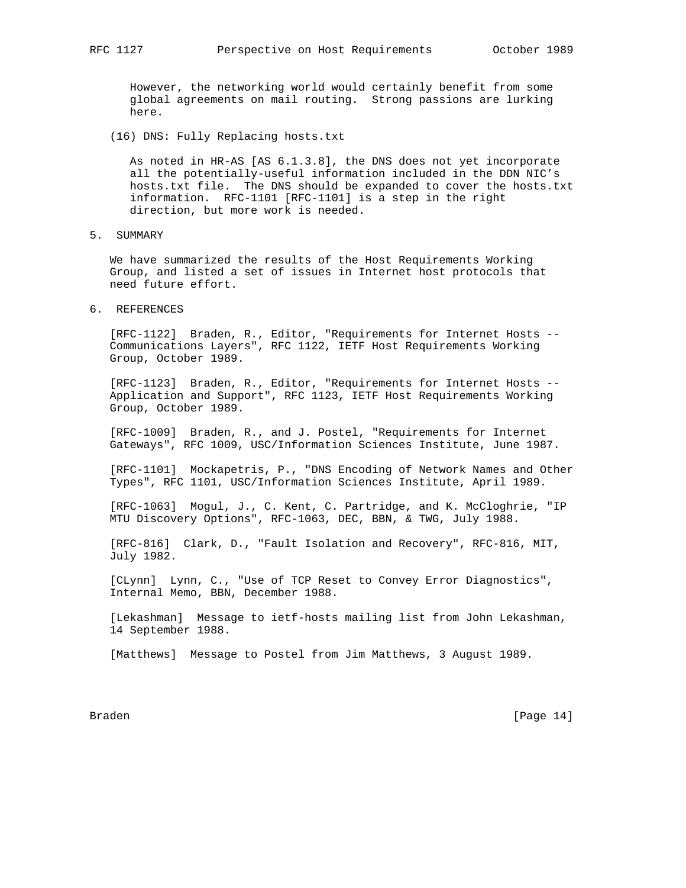However, the networking world would certainly benefit from some global agreements on mail routing. Strong passions are lurking here.

(16) DNS: Fully Replacing hosts.txt

As noted in HR-AS [AS 6.1.3.8], the DNS does not yet incorporate all the potentially-useful information included in the DDN NIC's hosts.txt file. The DNS should be expanded to cover the hosts.txt information. RFC-1101 [RFC-1101] is a step in the right direction, but more work is needed.

## 5. SUMMARY

We have summarized the results of the Host Requirements Working Group, and listed a set of issues in Internet host protocols that need future effort.

## 6. REFERENCES

[RFC-1122] Braden, R., Editor, "Requirements for Internet Hosts -- Communications Layers", RFC 1122, IETF Host Requirements Working Group, October 1989.

[RFC-1123] Braden, R., Editor, "Requirements for Internet Hosts -- Application and Support", RFC 1123, IETF Host Requirements Working Group, October 1989.

[RFC-1009] Braden, R., and J. Postel, "Requirements for Internet Gateways", RFC 1009, USC/Information Sciences Institute, June 1987.

[RFC-1101] Mockapetris, P., "DNS Encoding of Network Names and Other Types", RFC 1101, USC/Information Sciences Institute, April 1989.

[RFC-1063] Mogul, J., C. Kent, C. Partridge, and K. McCloghrie, "IP MTU Discovery Options", RFC-1063, DEC, BBN, & TWG, July 1988.

[RFC-816] Clark, D., "Fault Isolation and Recovery", RFC-816, MIT, July 1982.

[CLynn] Lynn, C., "Use of TCP Reset to Convey Error Diagnostics", Internal Memo, BBN, December 1988.

[Lekashman] Message to ietf-hosts mailing list from John Lekashman, 14 September 1988.

[Matthews] Message to Postel from Jim Matthews, 3 August 1989.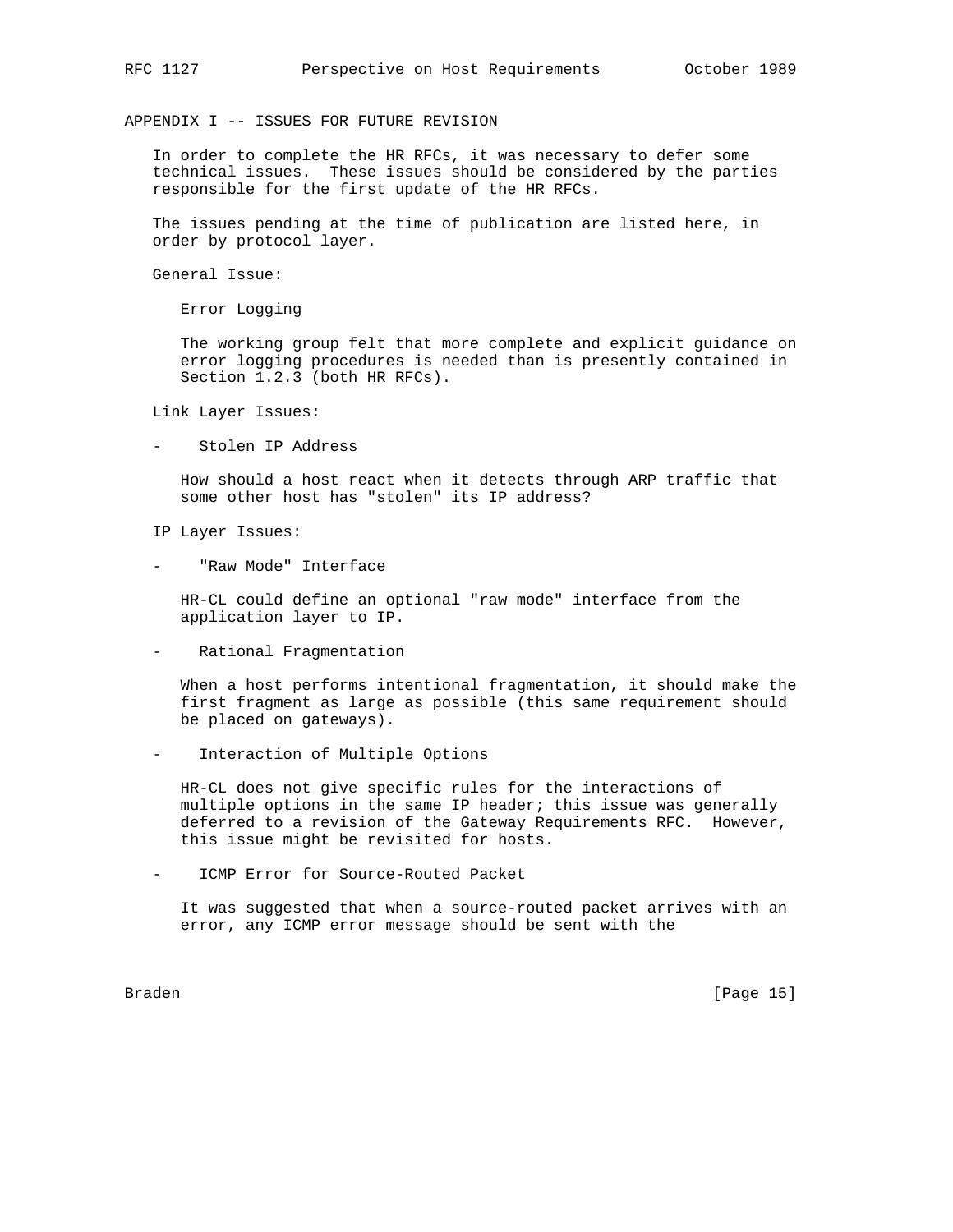## APPENDIX I -- ISSUES FOR FUTURE REVISION

In order to complete the HR RFCs, it was necessary to defer some technical issues. These issues should be considered by the parties responsible for the first update of the HR RFCs.

The issues pending at the time of publication are listed here, in order by protocol layer.

General Issue:

Error Logging

The working group felt that more complete and explicit guidance on error logging procedures is needed than is presently contained in Section 1.2.3 (both HR RFCs).

Link Layer Issues:

- Stolen IP Address

  How should a host react when it detects through ARP traffic that some other host has "stolen" its IP address?

IP Layer Issues:

- "Raw Mode" Interface

  HR-CL could define an optional "raw mode" interface from the application layer to IP.

- Rational Fragmentation

  When a host performs intentional fragmentation, it should make the first fragment as large as possible (this same requirement should be placed on gateways).

- Interaction of Multiple Options

  HR-CL does not give specific rules for the interactions of multiple options in the same IP header; this issue was generally deferred to a revision of the Gateway Requirements RFC. However, this issue might be revisited for hosts.

- ICMP Error for Source-Routed Packet

  It was suggested that when a source-routed packet arrives with an error, any ICMP error message should be sent with the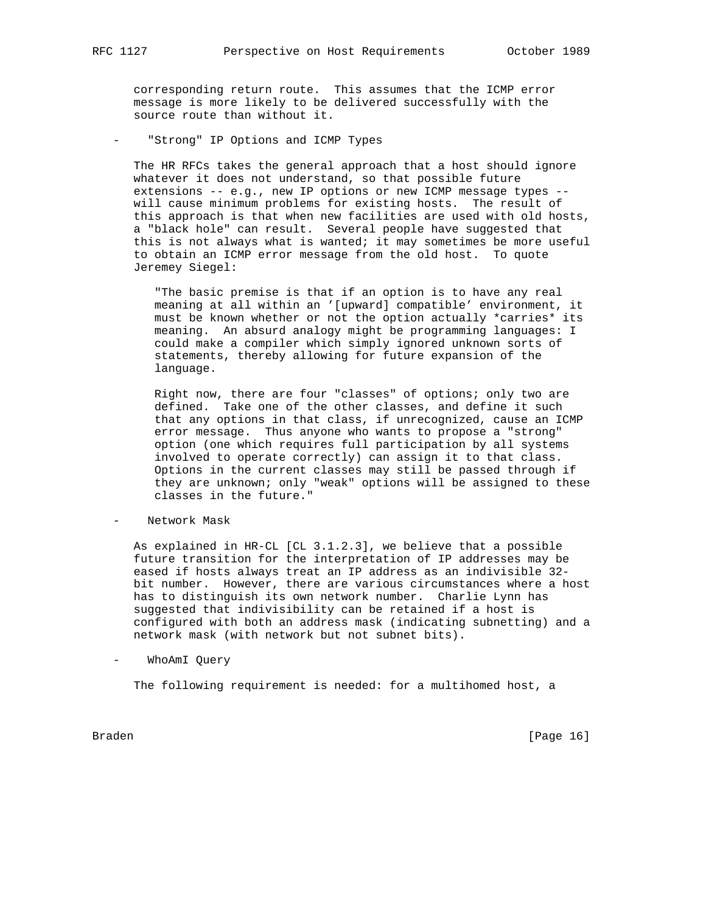corresponding return route. This assumes that the ICMP error message is more likely to be delivered successfully with the source route than without it.

- "Strong" IP Options and ICMP Types

  The HR RFCs takes the general approach that a host should ignore whatever it does not understand, so that possible future extensions -- e.g., new IP options or new ICMP message types -- will cause minimum problems for existing hosts. The result of this approach is that when new facilities are used with old hosts, a "black hole" can result. Several people have suggested that this is not always what is wanted; it may sometimes be more useful to obtain an ICMP error message from the old host. To quote Jeremey Siegel:

  > "The basic premise is that if an option is to have any real meaning at all within an '[upward] compatible' environment, it must be known whether or not the option actually *carries* its meaning. An absurd analogy might be programming languages: I could make a compiler which simply ignored unknown sorts of statements, thereby allowing for future expansion of the language.
  >
  > Right now, there are four "classes" of options; only two are defined. Take one of the other classes, and define it such that any options in that class, if unrecognized, cause an ICMP error message. Thus anyone who wants to propose a "strong" option (one which requires full participation by all systems involved to operate correctly) can assign it to that class. Options in the current classes may still be passed through if they are unknown; only "weak" options will be assigned to these classes in the future."

- Network Mask

  As explained in HR-CL [CL 3.1.2.3], we believe that a possible future transition for the interpretation of IP addresses may be eased if hosts always treat an IP address as an indivisible 32-bit number. However, there are various circumstances where a host has to distinguish its own network number. Charlie Lynn has suggested that indivisibility can be retained if a host is configured with both an address mask (indicating subnetting) and a network mask (with network but not subnet bits).

- WhoAmI Query

  The following requirement is needed: for a multihomed host, a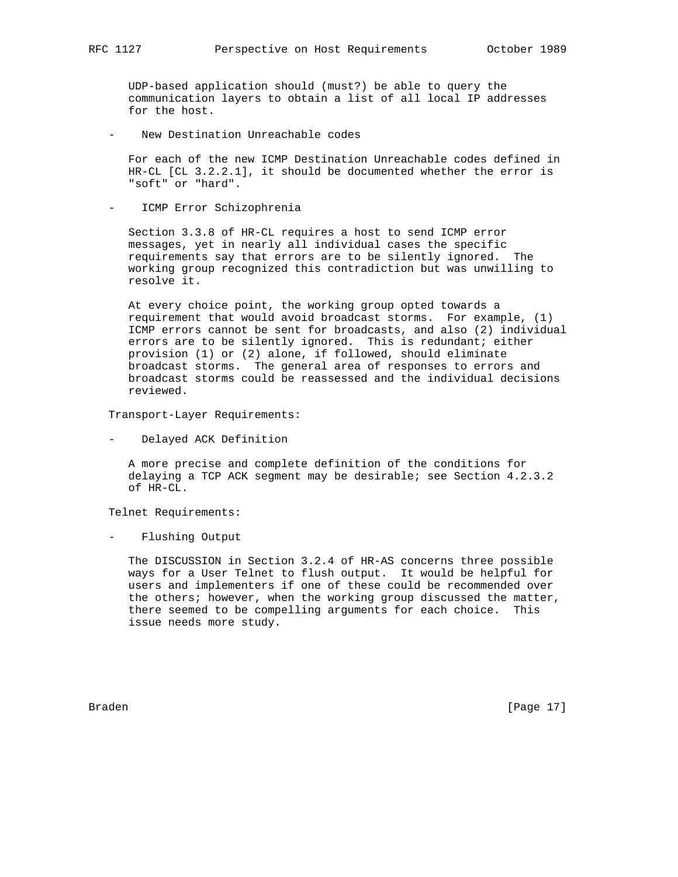UDP-based application should (must?) be able to query the communication layers to obtain a list of all local IP addresses for the host.

- New Destination Unreachable codes

  For each of the new ICMP Destination Unreachable codes defined in HR-CL [CL 3.2.2.1], it should be documented whether the error is "soft" or "hard".

- ICMP Error Schizophrenia

  Section 3.3.8 of HR-CL requires a host to send ICMP error messages, yet in nearly all individual cases the specific requirements say that errors are to be silently ignored. The working group recognized this contradiction but was unwilling to resolve it.

  At every choice point, the working group opted towards a requirement that would avoid broadcast storms. For example, (1) ICMP errors cannot be sent for broadcasts, and also (2) individual errors are to be silently ignored. This is redundant; either provision (1) or (2) alone, if followed, should eliminate broadcast storms. The general area of responses to errors and broadcast storms could be reassessed and the individual decisions reviewed.

Transport-Layer Requirements:

- Delayed ACK Definition

  A more precise and complete definition of the conditions for delaying a TCP ACK segment may be desirable; see Section 4.2.3.2 of HR-CL.

Telnet Requirements:

- Flushing Output

  The DISCUSSION in Section 3.2.4 of HR-AS concerns three possible ways for a User Telnet to flush output. It would be helpful for users and implementers if one of these could be recommended over the others; however, when the working group discussed the matter, there seemed to be compelling arguments for each choice. This issue needs more study.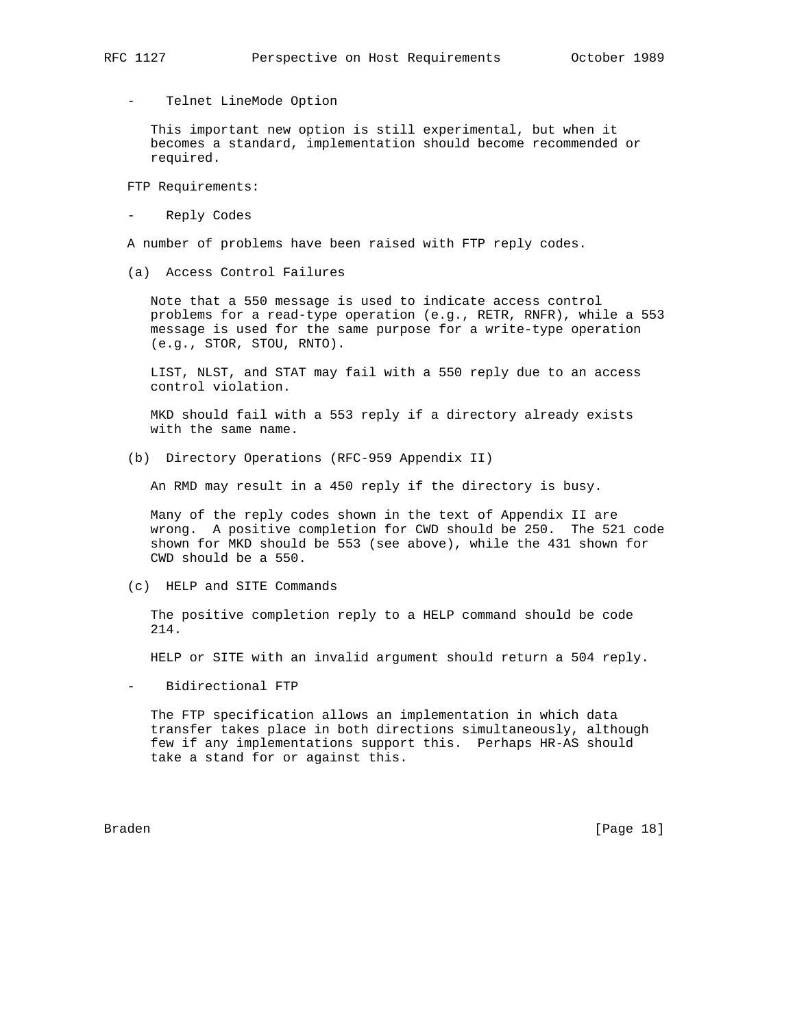- Telnet LineMode Option

  This important new option is still experimental, but when it becomes a standard, implementation should become recommended or required.

FTP Requirements:

- Reply Codes

A number of problems have been raised with FTP reply codes.

(a) Access Control Failures

Note that a 550 message is used to indicate access control problems for a read-type operation (e.g., RETR, RNFR), while a 553 message is used for the same purpose for a write-type operation (e.g., STOR, STOU, RNTO).

LIST, NLST, and STAT may fail with a 550 reply due to an access control violation.

MKD should fail with a 553 reply if a directory already exists with the same name.

(b) Directory Operations (RFC-959 Appendix II)

An RMD may result in a 450 reply if the directory is busy.

Many of the reply codes shown in the text of Appendix II are wrong. A positive completion for CWD should be 250. The 521 code shown for MKD should be 553 (see above), while the 431 shown for CWD should be a 550.

(c) HELP and SITE Commands

The positive completion reply to a HELP command should be code 214.

HELP or SITE with an invalid argument should return a 504 reply.

- Bidirectional FTP

  The FTP specification allows an implementation in which data transfer takes place in both directions simultaneously, although few if any implementations support this. Perhaps HR-AS should take a stand for or against this.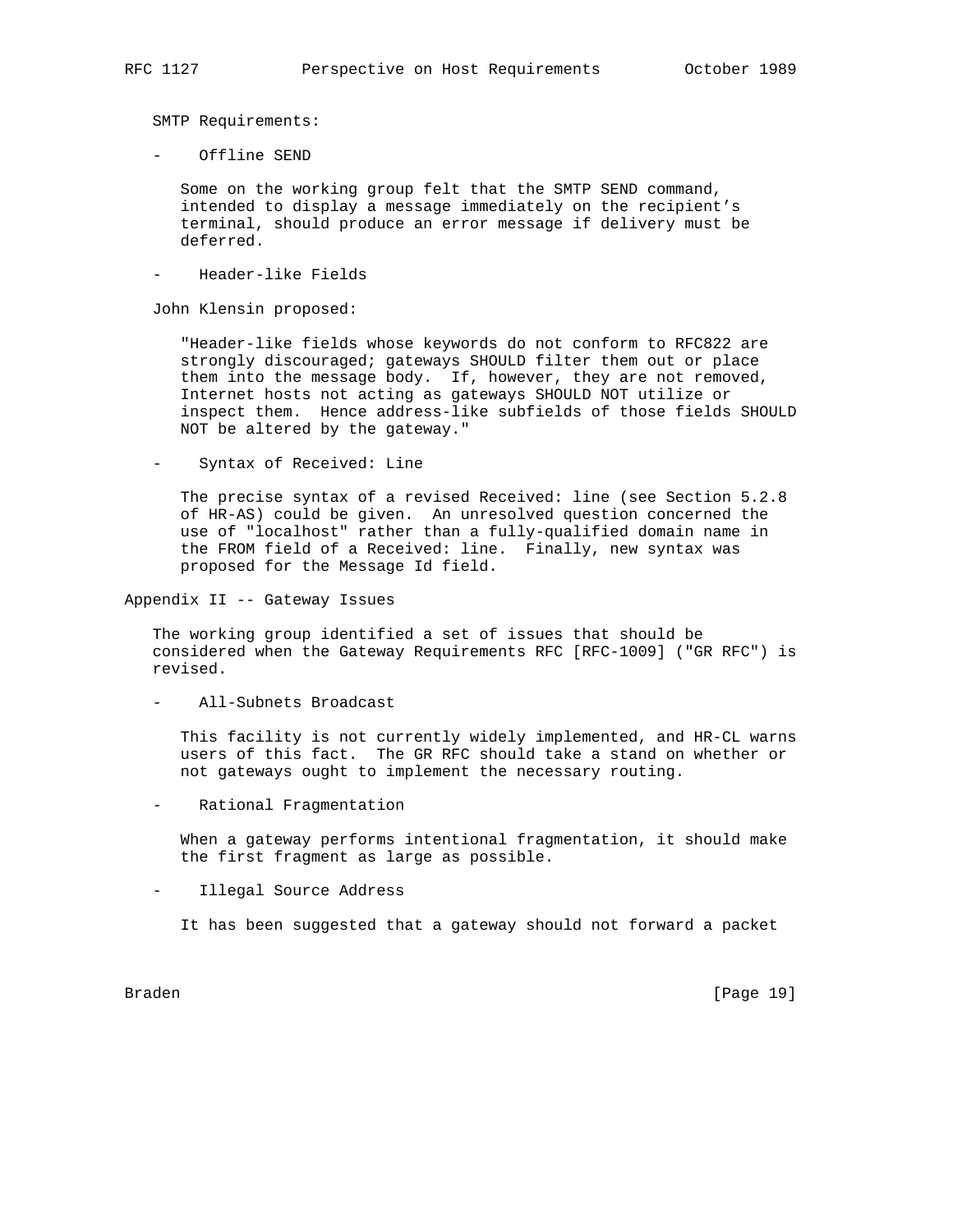SMTP Requirements:

- Offline SEND

  Some on the working group felt that the SMTP SEND command, intended to display a message immediately on the recipient's terminal, should produce an error message if delivery must be deferred.

- Header-like Fields

John Klensin proposed:

> "Header-like fields whose keywords do not conform to RFC822 are strongly discouraged; gateways SHOULD filter them out or place them into the message body. If, however, they are not removed, Internet hosts not acting as gateways SHOULD NOT utilize or inspect them. Hence address-like subfields of those fields SHOULD NOT be altered by the gateway."

- Syntax of Received: Line

  The precise syntax of a revised Received: line (see Section 5.2.8 of HR-AS) could be given. An unresolved question concerned the use of "localhost" rather than a fully-qualified domain name in the FROM field of a Received: line. Finally, new syntax was proposed for the Message Id field.

## Appendix II -- Gateway Issues

The working group identified a set of issues that should be considered when the Gateway Requirements RFC [RFC-1009] ("GR RFC") is revised.

- All-Subnets Broadcast

  This facility is not currently widely implemented, and HR-CL warns users of this fact. The GR RFC should take a stand on whether or not gateways ought to implement the necessary routing.

- Rational Fragmentation

  When a gateway performs intentional fragmentation, it should make the first fragment as large as possible.

- Illegal Source Address

  It has been suggested that a gateway should not forward a packet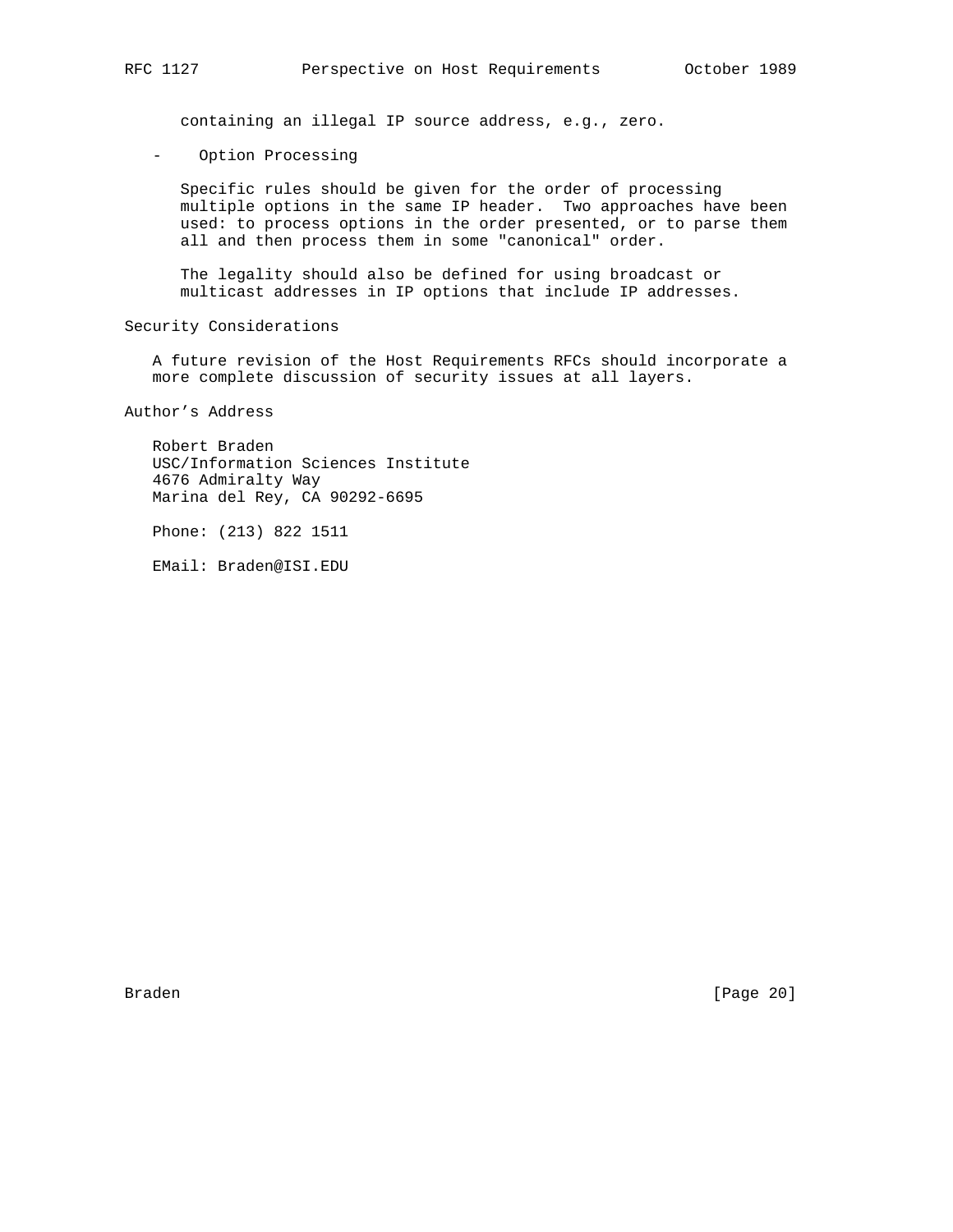containing an illegal IP source address, e.g., zero.

- Option Processing

  Specific rules should be given for the order of processing multiple options in the same IP header. Two approaches have been used: to process options in the order presented, or to parse them all and then process them in some "canonical" order.

  The legality should also be defined for using broadcast or multicast addresses in IP options that include IP addresses.

## Security Considerations

A future revision of the Host Requirements RFCs should incorporate a more complete discussion of security issues at all layers.

## Author's Address

Robert Braden
USC/Information Sciences Institute
4676 Admiralty Way
Marina del Rey, CA 90292-6695

Phone: (213) 822 1511

EMail: Braden@ISI.EDU